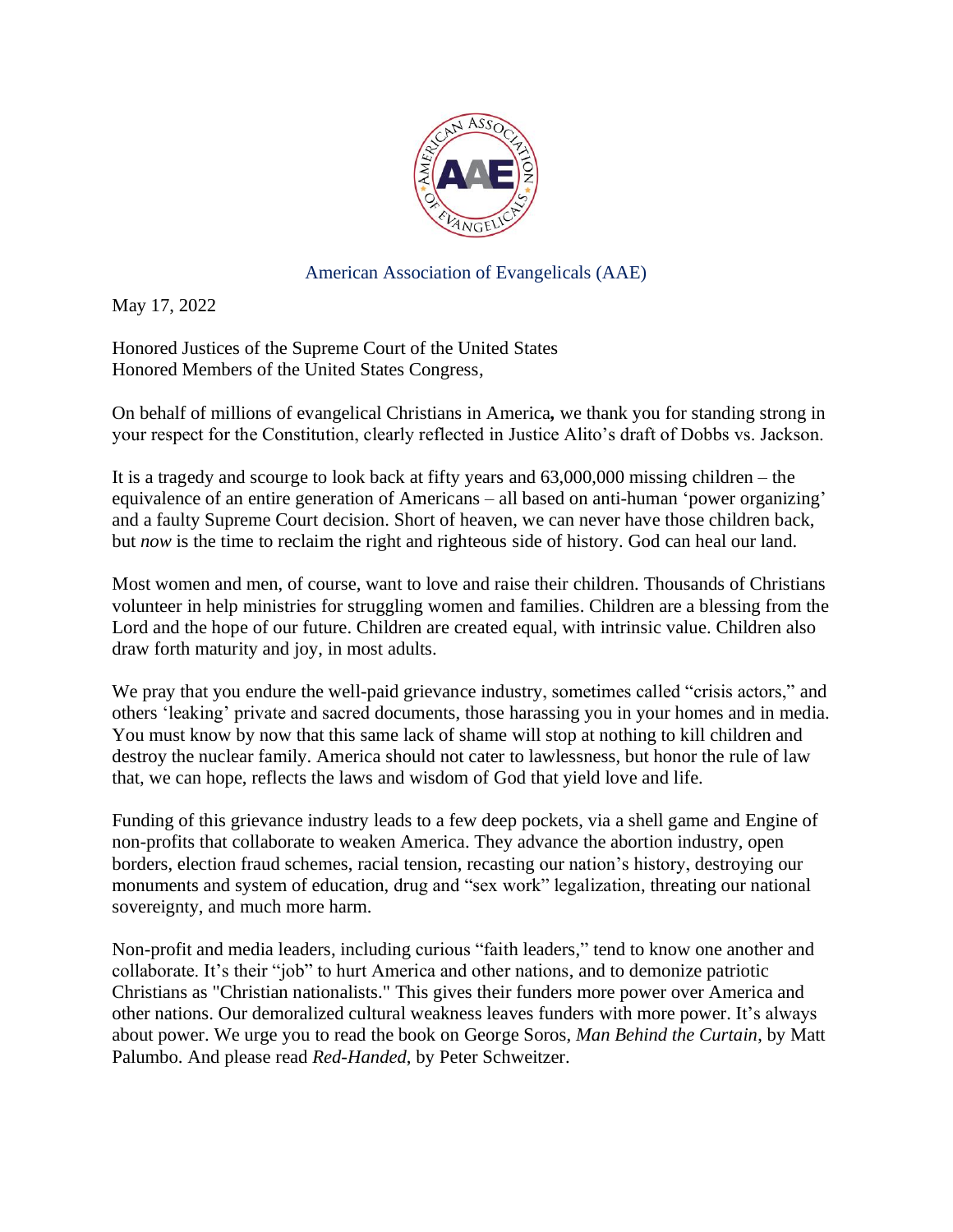American Association of Evangelicals (AAE)

May 17, 2022

Honored Justices of the Supreme Court of the United States
Honored Members of the United States Congress,

On behalf of millions of evangelical Christians in America**,** we thank you for standing strong in your respect for the Constitution, clearly reflected in Justice Alito's draft of Dobbs vs. Jackson.

It is a tragedy and scourge to look back at fifty years and 63,000,000 missing children – the equivalence of an entire generation of Americans – all based on anti-human 'power organizing' and a faulty Supreme Court decision. Short of heaven, we can never have those children back, but *now* is the time to reclaim the right and righteous side of history. God can heal our land.

Most women and men, of course, want to love and raise their children. Thousands of Christians volunteer in help ministries for struggling women and families. Children are a blessing from the Lord and the hope of our future. Children are created equal, with intrinsic value. Children also draw forth maturity and joy, in most adults.

We pray that you endure the well-paid grievance industry, sometimes called "crisis actors," and others 'leaking' private and sacred documents, those harassing you in your homes and in media. You must know by now that this same lack of shame will stop at nothing to kill children and destroy the nuclear family. America should not cater to lawlessness, but honor the rule of law that, we can hope, reflects the laws and wisdom of God that yield love and life.

Funding of this grievance industry leads to a few deep pockets, via a shell game and Engine of non-profits that collaborate to weaken America. They advance the abortion industry, open borders, election fraud schemes, racial tension, recasting our nation's history, destroying our monuments and system of education, drug and "sex work" legalization, threating our national sovereignty, and much more harm.

Non-profit and media leaders, including curious "faith leaders," tend to know one another and collaborate. It's their "job" to hurt America and other nations, and to demonize patriotic Christians as "Christian nationalists." This gives their funders more power over America and other nations. Our demoralized cultural weakness leaves funders with more power. It's always about power. We urge you to read the book on George Soros, *Man Behind the Curtain*, by Matt Palumbo. And please read *Red-Handed*, by Peter Schweitzer.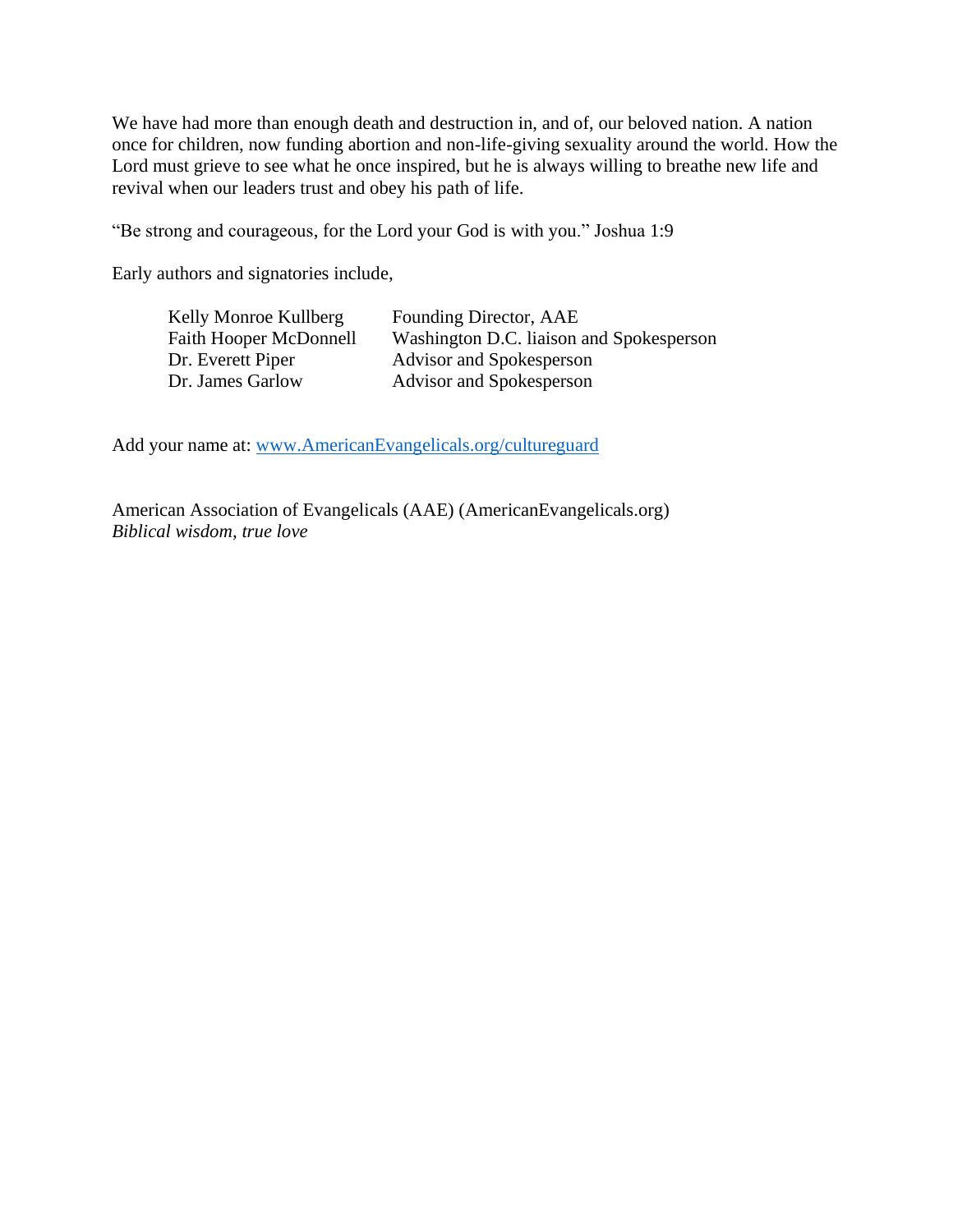We have had more than enough death and destruction in, and of, our beloved nation. A nation once for children, now funding abortion and non-life-giving sexuality around the world. How the Lord must grieve to see what he once inspired, but he is always willing to breathe new life and revival when our leaders trust and obey his path of life.

"Be strong and courageous, for the Lord your God is with you." Joshua 1:9

Early authors and signatories include,

| | |
|---|---|
| Kelly Monroe Kullberg | Founding Director, AAE |
| Faith Hooper McDonnell | Washington D.C. liaison and Spokesperson |
| Dr. Everett Piper | Advisor and Spokesperson |
| Dr. James Garlow | Advisor and Spokesperson |

Add your name at: [www.AmericanEvangelicals.org/cultureguard](www.AmericanEvangelicals.org/cultureguard)

American Association of Evangelicals (AAE) (AmericanEvangelicals.org)
*Biblical wisdom, true love*